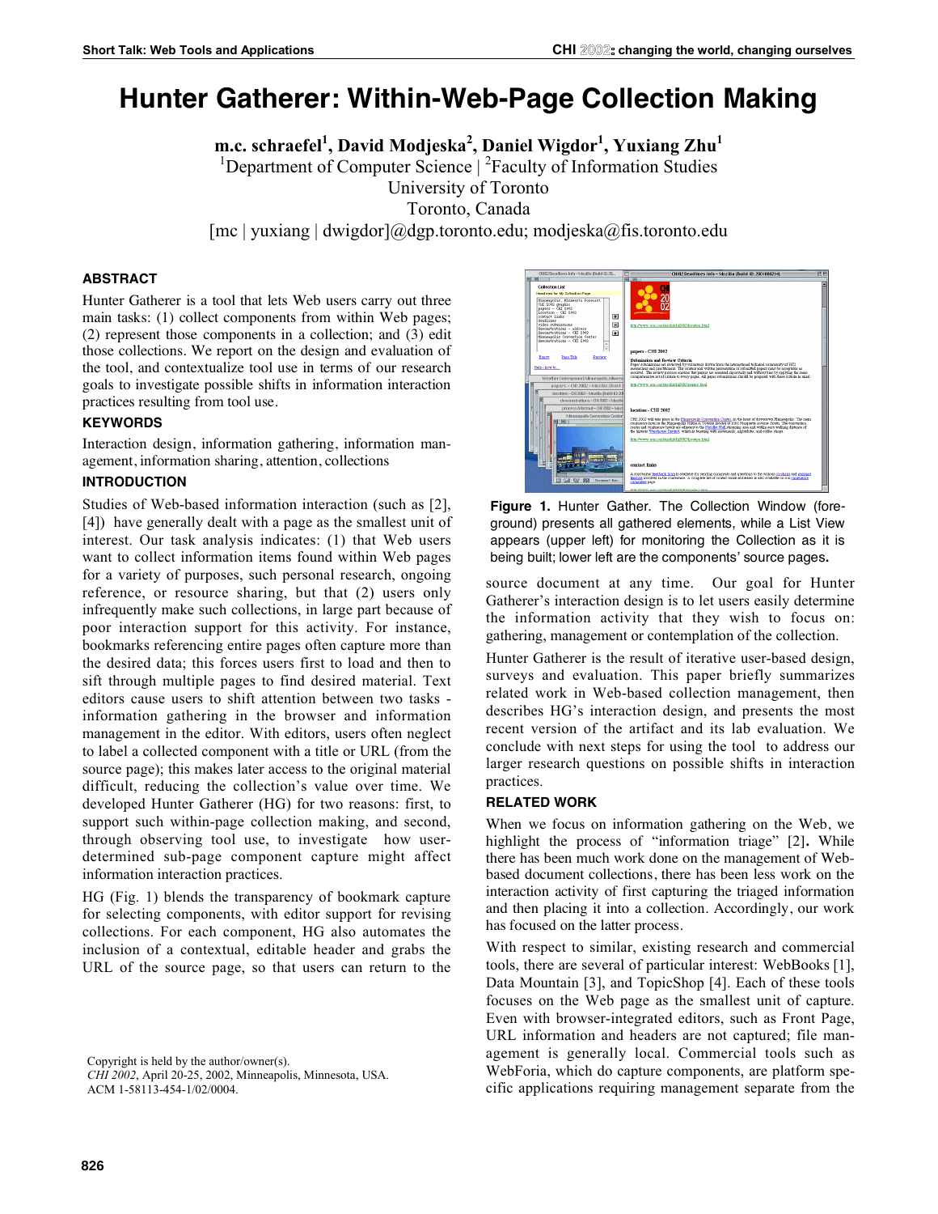# Hunter Gatherer: Within-Web-Page Collection Making

**m.c. schraefel[1], David Modjeska[2], Daniel Wigdor[1], Yuxiang Zhu[1]**

[1]Department of Computer Science | [2]Faculty of Information Studies
University of Toronto
Toronto, Canada
[mc | yuxiang | dwigdor]@dgp.toronto.edu; modjeska@fis.toronto.edu

## ABSTRACT

Hunter Gatherer is a tool that lets Web users carry out three main tasks: (1) collect components from within Web pages; (2) represent those components in a collection; and (3) edit those collections. We report on the design and evaluation of the tool, and contextualize tool use in terms of our research goals to investigate possible shifts in information interaction practices resulting from tool use.

## KEYWORDS

Interaction design, information gathering, information management, information sharing, attention, collections

## INTRODUCTION

Studies of Web-based information interaction (such as [2], [4]) have generally dealt with a page as the smallest unit of interest. Our task analysis indicates: (1) that Web users want to collect information items found within Web pages for a variety of purposes, such personal research, ongoing reference, or resource sharing, but that (2) users only infrequently make such collections, in large part because of poor interaction support for this activity. For instance, bookmarks referencing entire pages often capture more than the desired data; this forces users first to load and then to sift through multiple pages to find desired material. Text editors cause users to shift attention between two tasks - information gathering in the browser and information management in the editor. With editors, users often neglect to label a collected component with a title or URL (from the source page); this makes later access to the original material difficult, reducing the collection's value over time. We developed Hunter Gatherer (HG) for two reasons: first, to support such within-page collection making, and second, through observing tool use, to investigate how user-determined sub-page component capture might affect information interaction practices.

HG (Fig. 1) blends the transparency of bookmark capture for selecting components, with editor support for revising collections. For each component, HG also automates the inclusion of a contextual, editable header and grabs the URL of the source page, so that users can return to the source document at any time. Our goal for Hunter Gatherer's interaction design is to let users easily determine the information activity that they wish to focus on: gathering, management or contemplation of the collection.

**Figure 1.** Hunter Gather. The Collection Window (foreground) presents all gathered elements, while a List View appears (upper left) for monitoring the Collection as it is being built; lower left are the components' source pages.

Hunter Gatherer is the result of iterative user-based design, surveys and evaluation. This paper briefly summarizes related work in Web-based collection management, then describes HG's interaction design, and presents the most recent version of the artifact and its lab evaluation. We conclude with next steps for using the tool to address our larger research questions on possible shifts in interaction practices.

## RELATED WORK

When we focus on information gathering on the Web, we highlight the process of "information triage" [2]**.** While there has been much work done on the management of Web-based document collections, there has been less work on the interaction activity of first capturing the triaged information and then placing it into a collection. Accordingly, our work has focused on the latter process.

With respect to similar, existing research and commercial tools, there are several of particular interest: WebBooks [1], Data Mountain [3], and TopicShop [4]. Each of these tools focuses on the Web page as the smallest unit of capture. Even with browser-integrated editors, such as Front Page, URL information and headers are not captured; file management is generally local. Commercial tools such as WebForia, which do capture components, are platform specific applications requiring management separate from the

Copyright is held by the author/owner(s).
*CHI 2002*, April 20-25, 2002, Minneapolis, Minnesota, USA.
ACM 1-58113-454-1/02/0004.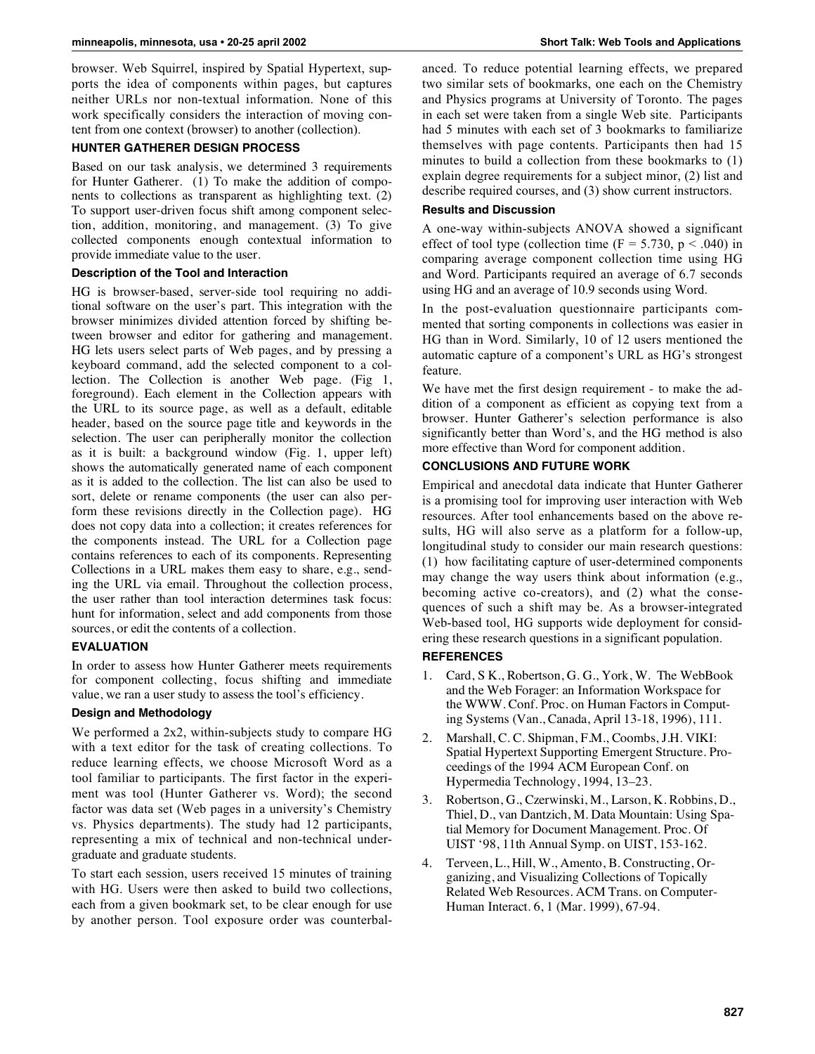browser. Web Squirrel, inspired by Spatial Hypertext, supports the idea of components within pages, but captures neither URLs nor non-textual information. None of this work specifically considers the interaction of moving content from one context (browser) to another (collection).

## HUNTER GATHERER DESIGN PROCESS

Based on our task analysis, we determined 3 requirements for Hunter Gatherer. (1) To make the addition of components to collections as transparent as highlighting text. (2) To support user-driven focus shift among component selection, addition, monitoring, and management. (3) To give collected components enough contextual information to provide immediate value to the user.

### Description of the Tool and Interaction

HG is browser-based, server-side tool requiring no additional software on the user's part. This integration with the browser minimizes divided attention forced by shifting between browser and editor for gathering and management. HG lets users select parts of Web pages, and by pressing a keyboard command, add the selected component to a collection. The Collection is another Web page. (Fig 1, foreground). Each element in the Collection appears with the URL to its source page, as well as a default, editable header, based on the source page title and keywords in the selection. The user can peripherally monitor the collection as it is built: a background window (Fig. 1, upper left) shows the automatically generated name of each component as it is added to the collection. The list can also be used to sort, delete or rename components (the user can also perform these revisions directly in the Collection page). HG does not copy data into a collection; it creates references for the components instead. The URL for a Collection page contains references to each of its components. Representing Collections in a URL makes them easy to share, e.g., sending the URL via email. Throughout the collection process, the user rather than tool interaction determines task focus: hunt for information, select and add components from those sources, or edit the contents of a collection.

## EVALUATION

In order to assess how Hunter Gatherer meets requirements for component collecting, focus shifting and immediate value, we ran a user study to assess the tool's efficiency.

### Design and Methodology

We performed a 2x2, within-subjects study to compare HG with a text editor for the task of creating collections. To reduce learning effects, we choose Microsoft Word as a tool familiar to participants. The first factor in the experiment was tool (Hunter Gatherer vs. Word); the second factor was data set (Web pages in a university's Chemistry vs. Physics departments). The study had 12 participants, representing a mix of technical and non-technical undergraduate and graduate students.

To start each session, users received 15 minutes of training with HG. Users were then asked to build two collections, each from a given bookmark set, to be clear enough for use by another person. Tool exposure order was counterbalanced. To reduce potential learning effects, we prepared two similar sets of bookmarks, one each on the Chemistry and Physics programs at University of Toronto. The pages in each set were taken from a single Web site. Participants had 5 minutes with each set of 3 bookmarks to familiarize themselves with page contents. Participants then had 15 minutes to build a collection from these bookmarks to (1) explain degree requirements for a subject minor, (2) list and describe required courses, and (3) show current instructors.

### Results and Discussion

A one-way within-subjects ANOVA showed a significant effect of tool type (collection time ($F = 5.730$, $p < .040$) in comparing average component collection time using HG and Word. Participants required an average of 6.7 seconds using HG and an average of 10.9 seconds using Word.

In the post-evaluation questionnaire participants commented that sorting components in collections was easier in HG than in Word. Similarly, 10 of 12 users mentioned the automatic capture of a component's URL as HG's strongest feature.

We have met the first design requirement - to make the addition of a component as efficient as copying text from a browser. Hunter Gatherer's selection performance is also significantly better than Word's, and the HG method is also more effective than Word for component addition.

## CONCLUSIONS AND FUTURE WORK

Empirical and anecdotal data indicate that Hunter Gatherer is a promising tool for improving user interaction with Web resources. After tool enhancements based on the above results, HG will also serve as a platform for a follow-up, longitudinal study to consider our main research questions: (1) how facilitating capture of user-determined components may change the way users think about information (e.g., becoming active co-creators), and (2) what the consequences of such a shift may be. As a browser-integrated Web-based tool, HG supports wide deployment for considering these research questions in a significant population.

## REFERENCES

1. Card, S K., Robertson, G. G., York, W. The WebBook and the Web Forager: an Information Workspace for the WWW. Conf. Proc. on Human Factors in Computing Systems (Van., Canada, April 13-18, 1996), 111.
2. Marshall, C. C. Shipman, F.M., Coombs, J.H. VIKI: Spatial Hypertext Supporting Emergent Structure. Proceedings of the 1994 ACM European Conf. on Hypermedia Technology, 1994, 13–23.
3. Robertson, G., Czerwinski, M., Larson, K. Robbins, D., Thiel, D., van Dantzich, M. Data Mountain: Using Spatial Memory for Document Management. Proc. Of UIST '98, 11th Annual Symp. on UIST, 153-162.
4. Terveen, L., Hill, W., Amento, B. Constructing, Organizing, and Visualizing Collections of Topically Related Web Resources. ACM Trans. on Computer-Human Interact. 6, 1 (Mar. 1999), 67-94.